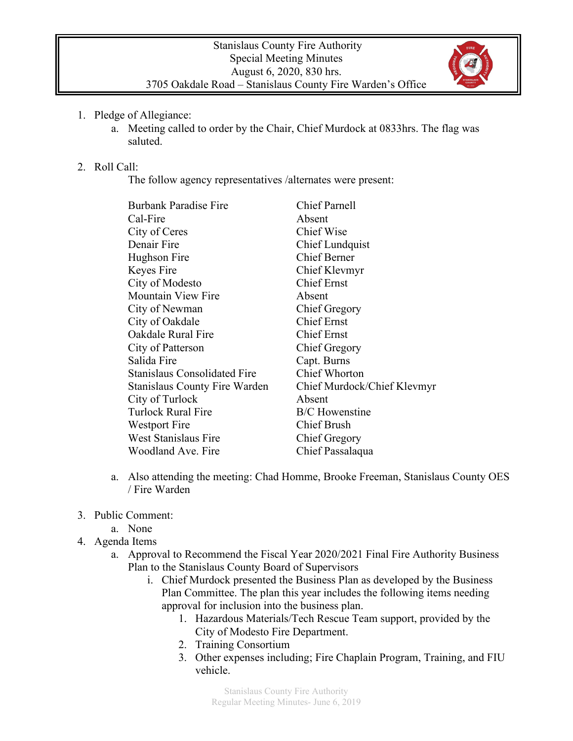Stanislaus County Fire Authority
Special Meeting Minutes
August 6, 2020, 830 hrs.
3705 Oakdale Road – Stanislaus County Fire Warden's Office

1. Pledge of Allegiance:
   a. Meeting called to order by the Chair, Chief Murdock at 0833hrs. The flag was saluted.

2. Roll Call:

   The follow agency representatives /alternates were present:

| | |
|---|---|
| Burbank Paradise Fire | Chief Parnell |
| Cal-Fire | Absent |
| City of Ceres | Chief Wise |
| Denair Fire | Chief Lundquist |
| Hughson Fire | Chief Berner |
| Keyes Fire | Chief Klevmyr |
| City of Modesto | Chief Ernst |
| Mountain View Fire | Absent |
| City of Newman | Chief Gregory |
| City of Oakdale | Chief Ernst |
| Oakdale Rural Fire | Chief Ernst |
| City of Patterson | Chief Gregory |
| Salida Fire | Capt. Burns |
| Stanislaus Consolidated Fire | Chief Whorton |
| Stanislaus County Fire Warden | Chief Murdock/Chief Klevmyr |
| City of Turlock | Absent |
| Turlock Rural Fire | B/C Howenstine |
| Westport Fire | Chief Brush |
| West Stanislaus Fire | Chief Gregory |
| Woodland Ave. Fire | Chief Passalaqua |

   a. Also attending the meeting: Chad Homme, Brooke Freeman, Stanislaus County OES / Fire Warden

3. Public Comment:
   a. None
4. Agenda Items
   a. Approval to Recommend the Fiscal Year 2020/2021 Final Fire Authority Business Plan to the Stanislaus County Board of Supervisors
      i. Chief Murdock presented the Business Plan as developed by the Business Plan Committee. The plan this year includes the following items needing approval for inclusion into the business plan.
         1. Hazardous Materials/Tech Rescue Team support, provided by the City of Modesto Fire Department.
         2. Training Consortium
         3. Other expenses including; Fire Chaplain Program, Training, and FIU vehicle.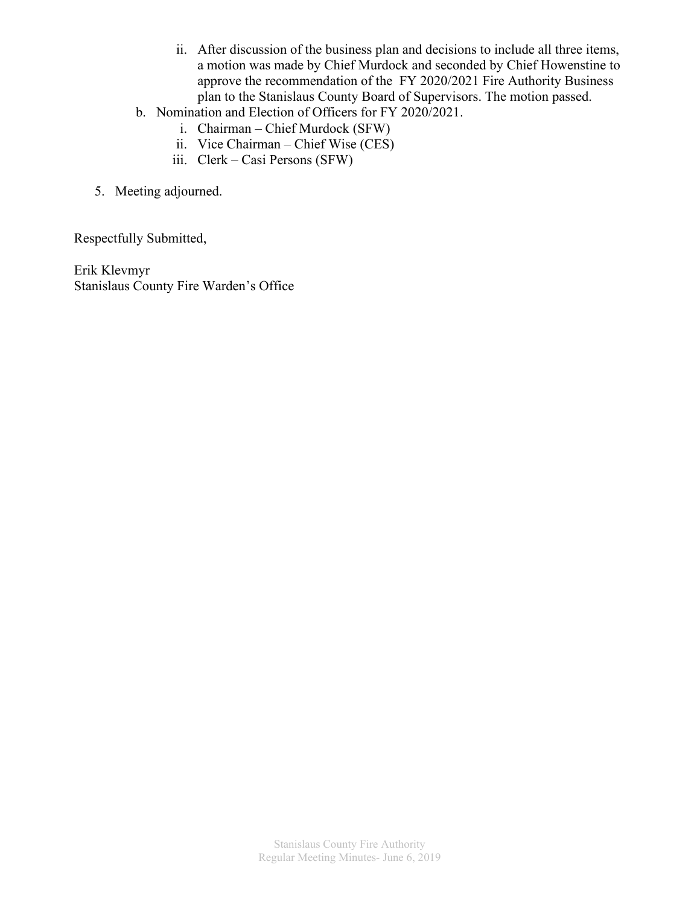ii. After discussion of the business plan and decisions to include all three items, a motion was made by Chief Murdock and seconded by Chief Howenstine to approve the recommendation of the FY 2020/2021 Fire Authority Business plan to the Stanislaus County Board of Supervisors. The motion passed.

b. Nomination and Election of Officers for FY 2020/2021.
   i. Chairman – Chief Murdock (SFW)
   ii. Vice Chairman – Chief Wise (CES)
   iii. Clerk – Casi Persons (SFW)

5. Meeting adjourned.

Respectfully Submitted,

Erik Klevmyr
Stanislaus County Fire Warden's Office